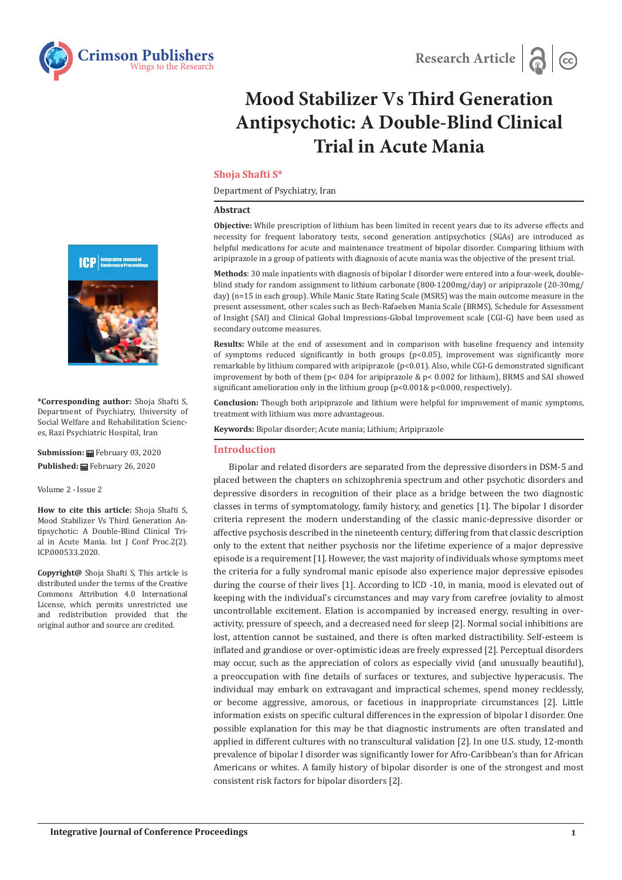Research Article

# Mood Stabilizer Vs Third Generation Antipsychotic: A Double-Blind Clinical Trial in Acute Mania

**Shoja Shafti S***

Department of Psychiatry, Iran

**\*Corresponding author:** Shoja Shafti S, Department of Psychiatry, University of Social Welfare and Rehabilitation Sciences, Razi Psychiatric Hospital, Iran

**Submission:** February 03, 2020
**Published:** February 26, 2020

Volume 2 - Issue 2

**How to cite this article:** Shoja Shafti S, Mood Stabilizer Vs Third Generation Antipsychotic: A Double-Blind Clinical Trial in Acute Mania. Int J Conf Proc.2(2). ICP.000533.2020.

**Copyright@** Shoja Shafti S, This article is distributed under the terms of the Creative Commons Attribution 4.0 International License, which permits unrestricted use and redistribution provided that the original author and source are credited.

## Abstract

**Objective:** While prescription of lithium has been limited in recent years due to its adverse effects and necessity for frequent laboratory tests, second generation antipsychotics (SGAs) are introduced as helpful medications for acute and maintenance treatment of bipolar disorder. Comparing lithium with aripiprazole in a group of patients with diagnosis of acute mania was the objective of the present trial.

**Methods**: 30 male inpatients with diagnosis of bipolar I disorder were entered into a four-week, double-blind study for random assignment to lithium carbonate (800-1200mg/day) or aripiprazole (20-30mg/day) (n=15 in each group). While Manic State Rating Scale (MSRS) was the main outcome measure in the present assessment, other scales such as Bech-Rafaelsen Mania Scale (BRMS), Schedule for Assessment of Insight (SAI) and Clinical Global Impressions-Global Improvement scale (CGI-G) have been used as secondary outcome measures.

**Results:** While at the end of assessment and in comparison with baseline frequency and intensity of symptoms reduced significantly in both groups ($p<0.05$), improvement was significantly more remarkable by lithium compared with aripiprazole ($p<0.01$). Also, while CGI-G demonstrated significant improvement by both of them ($p< 0.04$ for aripiprazole & $p< 0.002$ for lithium), BRMS and SAI showed significant amelioration only in the lithium group ($p<0.001$& $p<0.000$, respectively).

**Conclusion:** Though both aripiprazole and lithium were helpful for improvement of manic symptoms, treatment with lithium was more advantageous.

**Keywords:** Bipolar disorder; Acute mania; Lithium; Aripiprazole

## Introduction

Bipolar and related disorders are separated from the depressive disorders in DSM-5 and placed between the chapters on schizophrenia spectrum and other psychotic disorders and depressive disorders in recognition of their place as a bridge between the two diagnostic classes in terms of symptomatology, family history, and genetics [1]. The bipolar I disorder criteria represent the modern understanding of the classic manic-depressive disorder or affective psychosis described in the nineteenth century, differing from that classic description only to the extent that neither psychosis nor the lifetime experience of a major depressive episode is a requirement [1]. However, the vast majority of individuals whose symptoms meet the criteria for a fully syndromal manic episode also experience major depressive episodes during the course of their lives [1]. According to ICD -10, in mania, mood is elevated out of keeping with the individual's circumstances and may vary from carefree joviality to almost uncontrollable excitement. Elation is accompanied by increased energy, resulting in over-activity, pressure of speech, and a decreased need for sleep [2]. Normal social inhibitions are lost, attention cannot be sustained, and there is often marked distractibility. Self-esteem is inflated and grandiose or over-optimistic ideas are freely expressed [2]. Perceptual disorders may occur, such as the appreciation of colors as especially vivid (and unusually beautiful), a preoccupation with fine details of surfaces or textures, and subjective hyperacusis. The individual may embark on extravagant and impractical schemes, spend money recklessly, or become aggressive, amorous, or facetious in inappropriate circumstances [2]. Little information exists on specific cultural differences in the expression of bipolar I disorder. One possible explanation for this may be that diagnostic instruments are often translated and applied in different cultures with no transcultural validation [2]. In one U.S. study, 12-month prevalence of bipolar I disorder was significantly lower for Afro-Caribbean's than for African Americans or whites. A family history of bipolar disorder is one of the strongest and most consistent risk factors for bipolar disorders [2].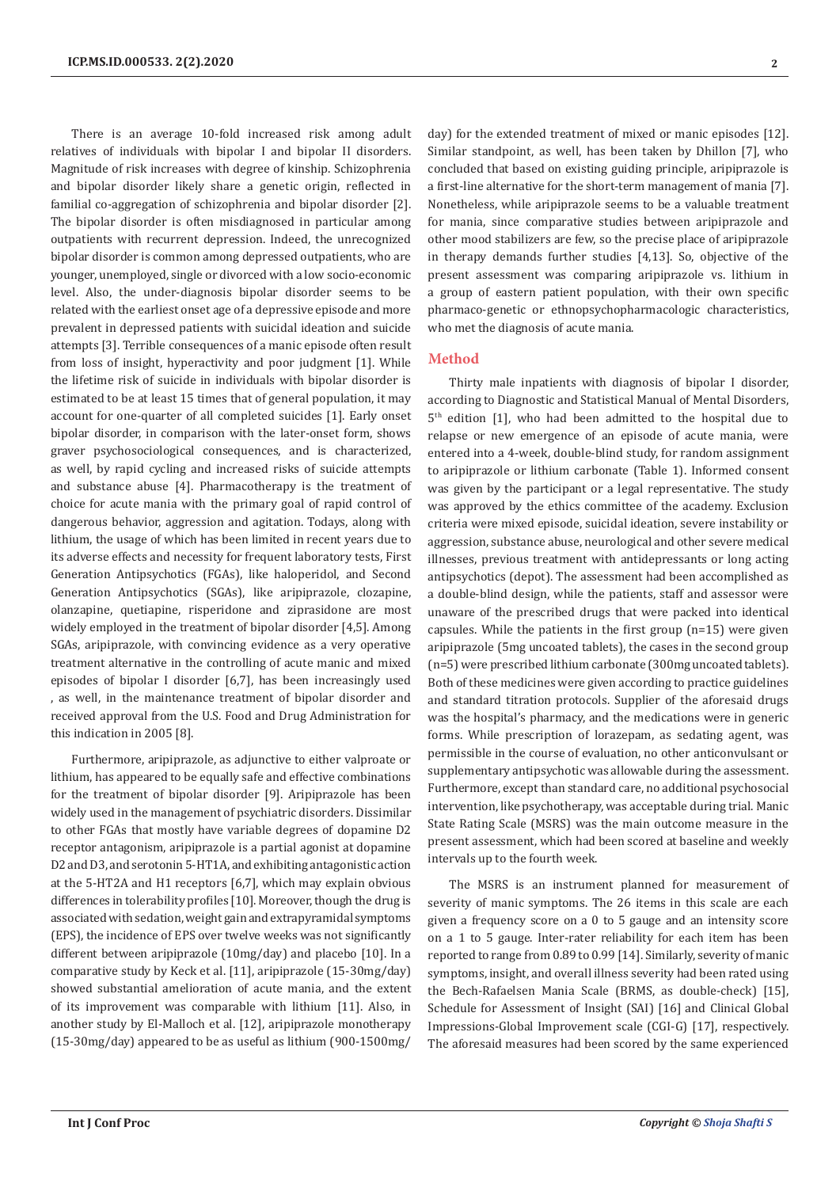There is an average 10-fold increased risk among adult relatives of individuals with bipolar I and bipolar II disorders. Magnitude of risk increases with degree of kinship. Schizophrenia and bipolar disorder likely share a genetic origin, reflected in familial co-aggregation of schizophrenia and bipolar disorder [2]. The bipolar disorder is often misdiagnosed in particular among outpatients with recurrent depression. Indeed, the unrecognized bipolar disorder is common among depressed outpatients, who are younger, unemployed, single or divorced with a low socio-economic level. Also, the under-diagnosis bipolar disorder seems to be related with the earliest onset age of a depressive episode and more prevalent in depressed patients with suicidal ideation and suicide attempts [3]. Terrible consequences of a manic episode often result from loss of insight, hyperactivity and poor judgment [1]. While the lifetime risk of suicide in individuals with bipolar disorder is estimated to be at least 15 times that of general population, it may account for one-quarter of all completed suicides [1]. Early onset bipolar disorder, in comparison with the later-onset form, shows graver psychosociological consequences, and is characterized, as well, by rapid cycling and increased risks of suicide attempts and substance abuse [4]. Pharmacotherapy is the treatment of choice for acute mania with the primary goal of rapid control of dangerous behavior, aggression and agitation. Todays, along with lithium, the usage of which has been limited in recent years due to its adverse effects and necessity for frequent laboratory tests, First Generation Antipsychotics (FGAs), like haloperidol, and Second Generation Antipsychotics (SGAs), like aripiprazole, clozapine, olanzapine, quetiapine, risperidone and ziprasidone are most widely employed in the treatment of bipolar disorder [4,5]. Among SGAs, aripiprazole, with convincing evidence as a very operative treatment alternative in the controlling of acute manic and mixed episodes of bipolar I disorder [6,7], has been increasingly used , as well, in the maintenance treatment of bipolar disorder and received approval from the U.S. Food and Drug Administration for this indication in 2005 [8].

Furthermore, aripiprazole, as adjunctive to either valproate or lithium, has appeared to be equally safe and effective combinations for the treatment of bipolar disorder [9]. Aripiprazole has been widely used in the management of psychiatric disorders. Dissimilar to other FGAs that mostly have variable degrees of dopamine D2 receptor antagonism, aripiprazole is a partial agonist at dopamine D2 and D3, and serotonin 5-HT1A, and exhibiting antagonistic action at the 5-HT2A and H1 receptors [6,7], which may explain obvious differences in tolerability profiles [10]. Moreover, though the drug is associated with sedation, weight gain and extrapyramidal symptoms (EPS), the incidence of EPS over twelve weeks was not significantly different between aripiprazole (10mg/day) and placebo [10]. In a comparative study by Keck et al. [11], aripiprazole (15-30mg/day) showed substantial amelioration of acute mania, and the extent of its improvement was comparable with lithium [11]. Also, in another study by El-Malloch et al. [12], aripiprazole monotherapy (15-30mg/day) appeared to be as useful as lithium (900-1500mg/day) for the extended treatment of mixed or manic episodes [12]. Similar standpoint, as well, has been taken by Dhillon [7], who concluded that based on existing guiding principle, aripiprazole is a first-line alternative for the short-term management of mania [7]. Nonetheless, while aripiprazole seems to be a valuable treatment for mania, since comparative studies between aripiprazole and other mood stabilizers are few, so the precise place of aripiprazole in therapy demands further studies [4,13]. So, objective of the present assessment was comparing aripiprazole vs. lithium in a group of eastern patient population, with their own specific pharmaco-genetic or ethnopsychopharmacologic characteristics, who met the diagnosis of acute mania.

## Method

Thirty male inpatients with diagnosis of bipolar I disorder, according to Diagnostic and Statistical Manual of Mental Disorders, 5th edition [1], who had been admitted to the hospital due to relapse or new emergence of an episode of acute mania, were entered into a 4-week, double-blind study, for random assignment to aripiprazole or lithium carbonate (Table 1). Informed consent was given by the participant or a legal representative. The study was approved by the ethics committee of the academy. Exclusion criteria were mixed episode, suicidal ideation, severe instability or aggression, substance abuse, neurological and other severe medical illnesses, previous treatment with antidepressants or long acting antipsychotics (depot). The assessment had been accomplished as a double-blind design, while the patients, staff and assessor were unaware of the prescribed drugs that were packed into identical capsules. While the patients in the first group (n=15) were given aripiprazole (5mg uncoated tablets), the cases in the second group (n=5) were prescribed lithium carbonate (300mg uncoated tablets). Both of these medicines were given according to practice guidelines and standard titration protocols. Supplier of the aforesaid drugs was the hospital's pharmacy, and the medications were in generic forms. While prescription of lorazepam, as sedating agent, was permissible in the course of evaluation, no other anticonvulsant or supplementary antipsychotic was allowable during the assessment. Furthermore, except than standard care, no additional psychosocial intervention, like psychotherapy, was acceptable during trial. Manic State Rating Scale (MSRS) was the main outcome measure in the present assessment, which had been scored at baseline and weekly intervals up to the fourth week.

The MSRS is an instrument planned for measurement of severity of manic symptoms. The 26 items in this scale are each given a frequency score on a 0 to 5 gauge and an intensity score on a 1 to 5 gauge. Inter-rater reliability for each item has been reported to range from 0.89 to 0.99 [14]. Similarly, severity of manic symptoms, insight, and overall illness severity had been rated using the Bech-Rafaelsen Mania Scale (BRMS, as double-check) [15], Schedule for Assessment of Insight (SAI) [16] and Clinical Global Impressions-Global Improvement scale (CGI-G) [17], respectively. The aforesaid measures had been scored by the same experienced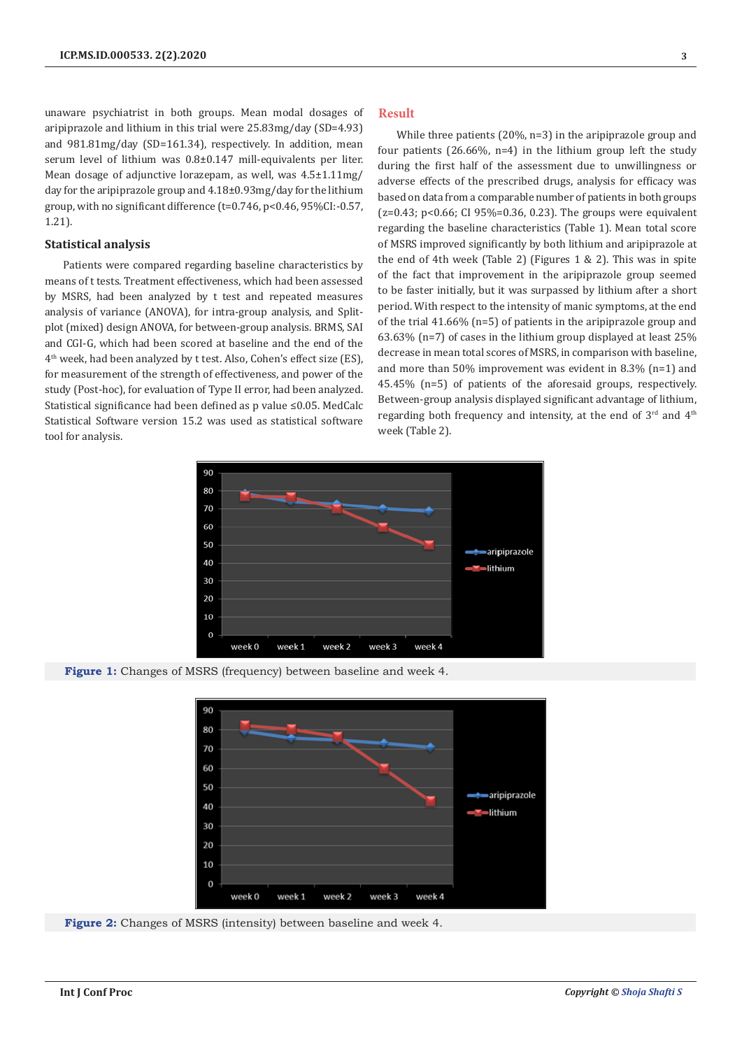unaware psychiatrist in both groups. Mean modal dosages of aripiprazole and lithium in this trial were 25.83mg/day (SD=4.93) and 981.81mg/day (SD=161.34), respectively. In addition, mean serum level of lithium was 0.8±0.147 mill-equivalents per liter. Mean dosage of adjunctive lorazepam, as well, was 4.5±1.11mg/day for the aripiprazole group and 4.18±0.93mg/day for the lithium group, with no significant difference (t=0.746, p<0.46, 95%CI:-0.57, 1.21).

### Statistical analysis

Patients were compared regarding baseline characteristics by means of t tests. Treatment effectiveness, which had been assessed by MSRS, had been analyzed by t test and repeated measures analysis of variance (ANOVA), for intra-group analysis, and Split-plot (mixed) design ANOVA, for between-group analysis. BRMS, SAI and CGI-G, which had been scored at baseline and the end of the 4th week, had been analyzed by t test. Also, Cohen's effect size (ES), for measurement of the strength of effectiveness, and power of the study (Post-hoc), for evaluation of Type II error, had been analyzed. Statistical significance had been defined as p value ≤0.05. MedCalc Statistical Software version 15.2 was used as statistical software tool for analysis.

## Result

While three patients (20%, n=3) in the aripiprazole group and four patients (26.66%, n=4) in the lithium group left the study during the first half of the assessment due to unwillingness or adverse effects of the prescribed drugs, analysis for efficacy was based on data from a comparable number of patients in both groups (z=0.43; p<0.66; CI 95%=0.36, 0.23). The groups were equivalent regarding the baseline characteristics (Table 1). Mean total score of MSRS improved significantly by both lithium and aripiprazole at the end of 4th week (Table 2) (Figures 1 & 2). This was in spite of the fact that improvement in the aripiprazole group seemed to be faster initially, but it was surpassed by lithium after a short period. With respect to the intensity of manic symptoms, at the end of the trial 41.66% (n=5) of patients in the aripiprazole group and 63.63% (n=7) of cases in the lithium group displayed at least 25% decrease in mean total scores of MSRS, in comparison with baseline, and more than 50% improvement was evident in 8.3% (n=1) and 45.45% (n=5) of patients of the aforesaid groups, respectively. Between-group analysis displayed significant advantage of lithium, regarding both frequency and intensity, at the end of 3rd and 4th week (Table 2).

**Figure 1:** Changes of MSRS (frequency) between baseline and week 4.

**Figure 2:** Changes of MSRS (intensity) between baseline and week 4.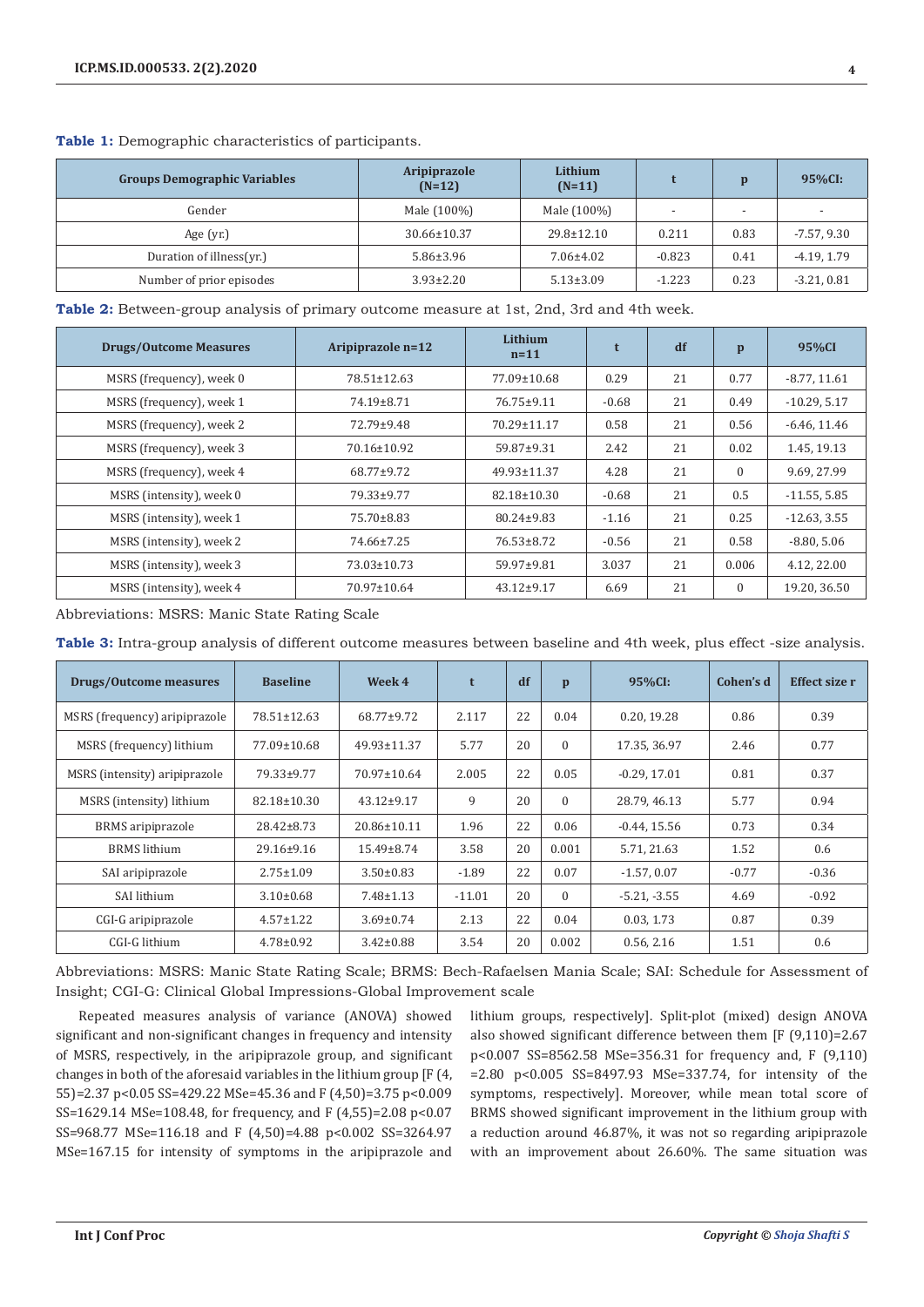**Table 1:** Demographic characteristics of participants.

| Groups Demographic Variables | Aripiprazole (N=12) | Lithium (N=11) | t | p | 95%CI: |
|---|---|---|---|---|---|
| Gender | Male (100%) | Male (100%) | - | - | - |
| Age (yr.) | 30.66±10.37 | 29.8±12.10 | 0.211 | 0.83 | -7.57, 9.30 |
| Duration of illness(yr.) | 5.86±3.96 | 7.06±4.02 | -0.823 | 0.41 | -4.19, 1.79 |
| Number of prior episodes | 3.93±2.20 | 5.13±3.09 | -1.223 | 0.23 | -3.21, 0.81 |

**Table 2:** Between-group analysis of primary outcome measure at 1st, 2nd, 3rd and 4th week.

| Drugs/Outcome Measures | Aripiprazole n=12 | Lithium n=11 | t | df | p | 95%CI |
|---|---|---|---|---|---|---|
| MSRS (frequency), week 0 | 78.51±12.63 | 77.09±10.68 | 0.29 | 21 | 0.77 | -8.77, 11.61 |
| MSRS (frequency), week 1 | 74.19±8.71 | 76.75±9.11 | -0.68 | 21 | 0.49 | -10.29, 5.17 |
| MSRS (frequency), week 2 | 72.79±9.48 | 70.29±11.17 | 0.58 | 21 | 0.56 | -6.46, 11.46 |
| MSRS (frequency), week 3 | 70.16±10.92 | 59.87±9.31 | 2.42 | 21 | 0.02 | 1.45, 19.13 |
| MSRS (frequency), week 4 | 68.77±9.72 | 49.93±11.37 | 4.28 | 21 | 0 | 9.69, 27.99 |
| MSRS (intensity), week 0 | 79.33±9.77 | 82.18±10.30 | -0.68 | 21 | 0.5 | -11.55, 5.85 |
| MSRS (intensity), week 1 | 75.70±8.83 | 80.24±9.83 | -1.16 | 21 | 0.25 | -12.63, 3.55 |
| MSRS (intensity), week 2 | 74.66±7.25 | 76.53±8.72 | -0.56 | 21 | 0.58 | -8.80, 5.06 |
| MSRS (intensity), week 3 | 73.03±10.73 | 59.97±9.81 | 3.037 | 21 | 0.006 | 4.12, 22.00 |
| MSRS (intensity), week 4 | 70.97±10.64 | 43.12±9.17 | 6.69 | 21 | 0 | 19.20, 36.50 |

Abbreviations: MSRS: Manic State Rating Scale

**Table 3:** Intra-group analysis of different outcome measures between baseline and 4th week, plus effect -size analysis.

| Drugs/Outcome measures | Baseline | Week 4 | t | df | p | 95%CI: | Cohen's d | Effect size r |
|---|---|---|---|---|---|---|---|---|
| MSRS (frequency) aripiprazole | 78.51±12.63 | 68.77±9.72 | 2.117 | 22 | 0.04 | 0.20, 19.28 | 0.86 | 0.39 |
| MSRS (frequency) lithium | 77.09±10.68 | 49.93±11.37 | 5.77 | 20 | 0 | 17.35, 36.97 | 2.46 | 0.77 |
| MSRS (intensity) aripiprazole | 79.33±9.77 | 70.97±10.64 | 2.005 | 22 | 0.05 | -0.29, 17.01 | 0.81 | 0.37 |
| MSRS (intensity) lithium | 82.18±10.30 | 43.12±9.17 | 9 | 20 | 0 | 28.79, 46.13 | 5.77 | 0.94 |
| BRMS aripiprazole | 28.42±8.73 | 20.86±10.11 | 1.96 | 22 | 0.06 | -0.44, 15.56 | 0.73 | 0.34 |
| BRMS lithium | 29.16±9.16 | 15.49±8.74 | 3.58 | 20 | 0.001 | 5.71, 21.63 | 1.52 | 0.6 |
| SAI aripiprazole | 2.75±1.09 | 3.50±0.83 | -1.89 | 22 | 0.07 | -1.57, 0.07 | -0.77 | -0.36 |
| SAI lithium | 3.10±0.68 | 7.48±1.13 | -11.01 | 20 | 0 | -5.21, -3.55 | 4.69 | -0.92 |
| CGI-G aripiprazole | 4.57±1.22 | 3.69±0.74 | 2.13 | 22 | 0.04 | 0.03, 1.73 | 0.87 | 0.39 |
| CGI-G lithium | 4.78±0.92 | 3.42±0.88 | 3.54 | 20 | 0.002 | 0.56, 2.16 | 1.51 | 0.6 |

Abbreviations: MSRS: Manic State Rating Scale; BRMS: Bech-Rafaelsen Mania Scale; SAI: Schedule for Assessment of Insight; CGI-G: Clinical Global Impressions-Global Improvement scale

Repeated measures analysis of variance (ANOVA) showed significant and non-significant changes in frequency and intensity of MSRS, respectively, in the aripiprazole group, and significant changes in both of the aforesaid variables in the lithium group [$F(4, 55)=2.37$ $p<0.05$ SS=429.22 MSe=45.36 and $F(4,50)=3.75$ $p<0.009$ SS=1629.14 MSe=108.48, for frequency, and $F(4,55)=2.08$ $p<0.07$ SS=968.77 MSe=116.18 and $F(4,50)=4.88$ $p<0.002$ SS=3264.97 MSe=167.15 for intensity of symptoms in the aripiprazole and lithium groups, respectively]. Split-plot (mixed) design ANOVA also showed significant difference between them [$F(9,110)=2.67$ $p<0.007$ SS=8562.58 MSe=356.31 for frequency and, $F(9,110)=2.80$ $p<0.005$ SS=8497.93 MSe=337.74, for intensity of the symptoms, respectively]. Moreover, while mean total score of BRMS showed significant improvement in the lithium group with a reduction around 46.87%, it was not so regarding aripiprazole with an improvement about 26.60%. The same situation was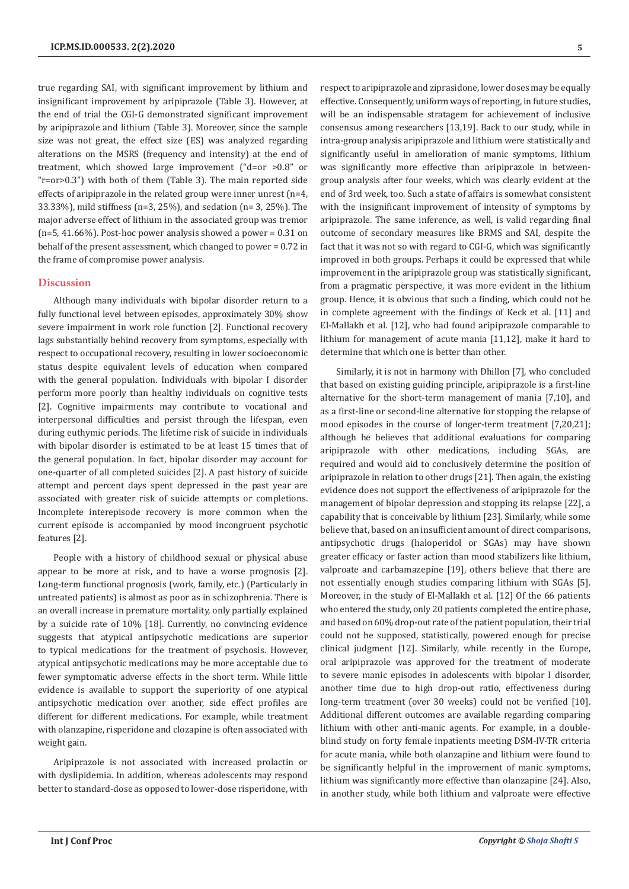true regarding SAI, with significant improvement by lithium and insignificant improvement by aripiprazole (Table 3). However, at the end of trial the CGI-G demonstrated significant improvement by aripiprazole and lithium (Table 3). Moreover, since the sample size was not great, the effect size (ES) was analyzed regarding alterations on the MSRS (frequency and intensity) at the end of treatment, which showed large improvement ("d=or >0.8" or "r=or>0.3") with both of them (Table 3). The main reported side effects of aripiprazole in the related group were inner unrest (n=4, 33.33%), mild stiffness (n=3, 25%), and sedation (n= 3, 25%). The major adverse effect of lithium in the associated group was tremor (n=5, 41.66%). Post-hoc power analysis showed a power = 0.31 on behalf of the present assessment, which changed to power = 0.72 in the frame of compromise power analysis.

## Discussion

Although many individuals with bipolar disorder return to a fully functional level between episodes, approximately 30% show severe impairment in work role function [2]. Functional recovery lags substantially behind recovery from symptoms, especially with respect to occupational recovery, resulting in lower socioeconomic status despite equivalent levels of education when compared with the general population. Individuals with bipolar I disorder perform more poorly than healthy individuals on cognitive tests [2]. Cognitive impairments may contribute to vocational and interpersonal difficulties and persist through the lifespan, even during euthymic periods. The lifetime risk of suicide in individuals with bipolar disorder is estimated to be at least 15 times that of the general population. In fact, bipolar disorder may account for one-quarter of all completed suicides [2]. A past history of suicide attempt and percent days spent depressed in the past year are associated with greater risk of suicide attempts or completions. Incomplete interepisode recovery is more common when the current episode is accompanied by mood incongruent psychotic features [2].

People with a history of childhood sexual or physical abuse appear to be more at risk, and to have a worse prognosis [2]. Long-term functional prognosis (work, family, etc.) (Particularly in untreated patients) is almost as poor as in schizophrenia. There is an overall increase in premature mortality, only partially explained by a suicide rate of 10% [18]. Currently, no convincing evidence suggests that atypical antipsychotic medications are superior to typical medications for the treatment of psychosis. However, atypical antipsychotic medications may be more acceptable due to fewer symptomatic adverse effects in the short term. While little evidence is available to support the superiority of one atypical antipsychotic medication over another, side effect profiles are different for different medications. For example, while treatment with olanzapine, risperidone and clozapine is often associated with weight gain.

Aripiprazole is not associated with increased prolactin or with dyslipidemia. In addition, whereas adolescents may respond better to standard-dose as opposed to lower-dose risperidone, with respect to aripiprazole and ziprasidone, lower doses may be equally effective. Consequently, uniform ways of reporting, in future studies, will be an indispensable stratagem for achievement of inclusive consensus among researchers [13,19]. Back to our study, while in intra-group analysis aripiprazole and lithium were statistically and significantly useful in amelioration of manic symptoms, lithium was significantly more effective than aripiprazole in between-group analysis after four weeks, which was clearly evident at the end of 3rd week, too. Such a state of affairs is somewhat consistent with the insignificant improvement of intensity of symptoms by aripiprazole. The same inference, as well, is valid regarding final outcome of secondary measures like BRMS and SAI, despite the fact that it was not so with regard to CGI-G, which was significantly improved in both groups. Perhaps it could be expressed that while improvement in the aripiprazole group was statistically significant, from a pragmatic perspective, it was more evident in the lithium group. Hence, it is obvious that such a finding, which could not be in complete agreement with the findings of Keck et al. [11] and El-Mallakh et al. [12], who had found aripiprazole comparable to lithium for management of acute mania [11,12], make it hard to determine that which one is better than other.

Similarly, it is not in harmony with Dhillon [7], who concluded that based on existing guiding principle, aripiprazole is a first-line alternative for the short-term management of mania [7,10], and as a first-line or second-line alternative for stopping the relapse of mood episodes in the course of longer-term treatment [7,20,21]; although he believes that additional evaluations for comparing aripiprazole with other medications, including SGAs, are required and would aid to conclusively determine the position of aripiprazole in relation to other drugs [21]. Then again, the existing evidence does not support the effectiveness of aripiprazole for the management of bipolar depression and stopping its relapse [22], a capability that is conceivable by lithium [23]. Similarly, while some believe that, based on an insufficient amount of direct comparisons, antipsychotic drugs (haloperidol or SGAs) may have shown greater efficacy or faster action than mood stabilizers like lithium, valproate and carbamazepine [19], others believe that there are not essentially enough studies comparing lithium with SGAs [5]. Moreover, in the study of El-Mallakh et al. [12] Of the 66 patients who entered the study, only 20 patients completed the entire phase, and based on 60% drop-out rate of the patient population, their trial could not be supposed, statistically, powered enough for precise clinical judgment [12]. Similarly, while recently in the Europe, oral aripiprazole was approved for the treatment of moderate to severe manic episodes in adolescents with bipolar I disorder, another time due to high drop-out ratio, effectiveness during long-term treatment (over 30 weeks) could not be verified [10]. Additional different outcomes are available regarding comparing lithium with other anti-manic agents. For example, in a double-blind study on forty female inpatients meeting DSM-IV-TR criteria for acute mania, while both olanzapine and lithium were found to be significantly helpful in the improvement of manic symptoms, lithium was significantly more effective than olanzapine [24]. Also, in another study, while both lithium and valproate were effective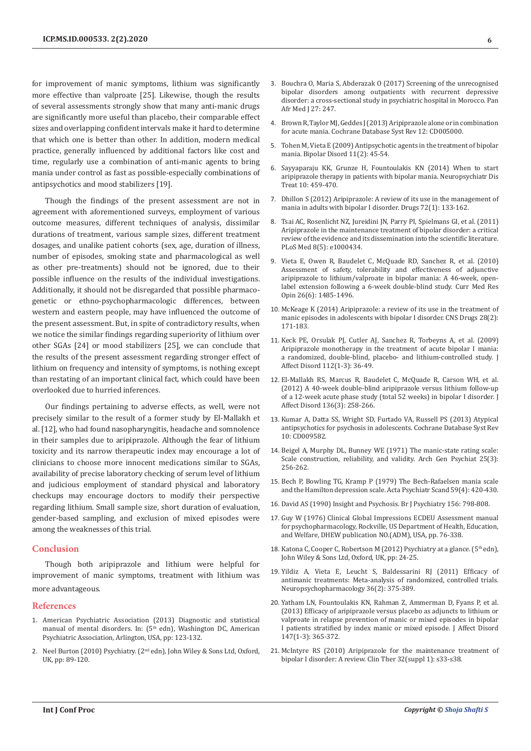for improvement of manic symptoms, lithium was significantly more effective than valproate [25]. Likewise, though the results of several assessments strongly show that many anti-manic drugs are significantly more useful than placebo, their comparable effect sizes and overlapping confident intervals make it hard to determine that which one is better than other. In addition, modern medical practice, generally influenced by additional factors like cost and time, regularly use a combination of anti-manic agents to bring mania under control as fast as possible-especially combinations of antipsychotics and mood stabilizers [19].

Though the findings of the present assessment are not in agreement with aforementioned surveys, employment of various outcome measures, different techniques of analysis, dissimilar durations of treatment, various sample sizes, different treatment dosages, and unalike patient cohorts (sex, age, duration of illness, number of episodes, smoking state and pharmacological as well as other pre-treatments) should not be ignored, due to their possible influence on the results of the individual investigations. Additionally, it should not be disregarded that possible pharmaco-genetic or ethno-psychopharmacologic differences, between western and eastern people, may have influenced the outcome of the present assessment. But, in spite of contradictory results, when we notice the similar findings regarding superiority of lithium over other SGAs [24] or mood stabilizers [25], we can conclude that the results of the present assessment regarding stronger effect of lithium on frequency and intensity of symptoms, is nothing except than restating of an important clinical fact, which could have been overlooked due to hurried inferences.

Our findings pertaining to adverse effects, as well, were not precisely similar to the result of a former study by El-Mallakh et al. [12], who had found nasopharyngitis, headache and somnolence in their samples due to aripiprazole. Although the fear of lithium toxicity and its narrow therapeutic index may encourage a lot of clinicians to choose more innocent medications similar to SGAs, availability of precise laboratory checking of serum level of lithium and judicious employment of standard physical and laboratory checkups may encourage doctors to modify their perspective regarding lithium. Small sample size, short duration of evaluation, gender-based sampling, and exclusion of mixed episodes were among the weaknesses of this trial.

## Conclusion

Though both aripiprazole and lithium were helpful for improvement of manic symptoms, treatment with lithium was more advantageous.

## References

1. American Psychiatric Association (2013) Diagnostic and statistical manual of mental disorders. In: (5th edn), Washington DC, American Psychiatric Association, Arlington, USA, pp: 123-132.
2. Neel Burton (2010) Psychiatry. (2nd edn), John Wiley & Sons Ltd, Oxford, UK, pp: 89-120.
3. Bouchra O, Maria S, Abderazak O (2017) Screening of the unrecognised bipolar disorders among outpatients with recurrent depressive disorder: a cross-sectional study in psychiatric hospital in Morocco. Pan Afr Med J 27: 247.
4. Brown R, Taylor MJ, Geddes J (2013) Aripiprazole alone or in combination for acute mania. Cochrane Database Syst Rev 12: CD005000.
5. Tohen M, Vieta E (2009) Antipsychotic agents in the treatment of bipolar mania. Bipolar Disord 11(2): 45-54.
6. Sayyaparaju KK, Grunze H, Fountoulakis KN (2014) When to start aripiprazole therapy in patients with bipolar mania. Neuropsychiatr Dis Treat 10: 459-470.
7. Dhillon S (2012) Aripiprazole: A review of its use in the management of mania in adults with bipolar I disorder. Drugs 72(1): 133-162.
8. Tsai AC, Rosenlicht NZ, Jureidini JN, Parry PI, Spielmans GI, et al. (2011) Aripiprazole in the maintenance treatment of bipolar disorder: a critical review of the evidence and its dissemination into the scientific literature. PLoS Med 8(5): e1000434.
9. Vieta E, Owen R, Baudelet C, McQuade RD, Sanchez R, et al. (2010) Assessment of safety, tolerability and effectiveness of adjunctive aripiprazole to lithium/valproate in bipolar mania: A 46-week, open-label extension following a 6-week double-blind study. Curr Med Res Opin 26(6): 1485-1496.
10. McKeage K (2014) Aripiprazole: a review of its use in the treatment of manic episodes in adolescents with bipolar I disorder. CNS Drugs 28(2): 171-183.
11. Keck PE, Orsulak PJ, Cutler AJ, Sanchez R, Torbeyns A, et al. (2009) Aripiprazole monotherapy in the treatment of acute bipolar I mania: a randomized, double-blind, placebo- and lithium-controlled study. J Affect Disord 112(1-3): 36-49.
12. El-Mallakh RS, Marcus R, Baudelet C, McQuade R, Carson WH, et al. (2012) A 40-week double-blind aripiprazole versus lithium follow-up of a 12-week acute phase study (total 52 weeks) in bipolar I disorder. J Affect Disord 136(3): 258-266.
13. Kumar A, Datta SS, Wright SD, Furtado VA, Russell PS (2013) Atypical antipsychotics for psychosis in adolescents. Cochrane Database Syst Rev 10: CD009582.
14. Beigel A, Murphy DL, Bunney WE (1971) The manic-state rating scale: Scale construction, reliability, and validity. Arch Gen Psychiat 25(3): 256-262.
15. Bech P, Bowling TG, Kramp P (1979) The Bech-Rafaelsen mania scale and the Hamilton depression scale. Acta Psychiatr Scand 59(4): 420-430.
16. David AS (1990) Insight and Psychosis. Br J Psychiatry 156: 798-808.
17. Guy W (1976) Clinical Global Impressions ECDEU Assessment manual for psychopharmacology, Rockville, US Department of Health, Education, and Welfare, DHEW publication NO.(ADM), USA, pp. 76-338.
18. Katona C, Cooper C, Robertson M (2012) Psychiatry at a glance. (5th edn), John Wiley & Sons Ltd, Oxford, UK, pp: 24-25.
19. Yildiz A, Vieta E, Leucht S, Baldessarini RJ (2011) Efficacy of antimanic treatments: Meta-analysis of randomized, controlled trials. Neuropsychopharmacology 36(2): 375-389.
20. Yatham LN, Fountoulakis KN, Rahman Z, Ammerman D, Fyans P, et al. (2013) Efficacy of aripiprazole versus placebo as adjuncts to lithium or valproate in relapse prevention of manic or mixed episodes in bipolar I patients stratified by index manic or mixed episode. J Affect Disord 147(1-3): 365-372.
21. McIntyre RS (2010) Aripiprazole for the maintenance treatment of bipolar I disorder: A review. Clin Ther 32(suppl 1): s33-s38.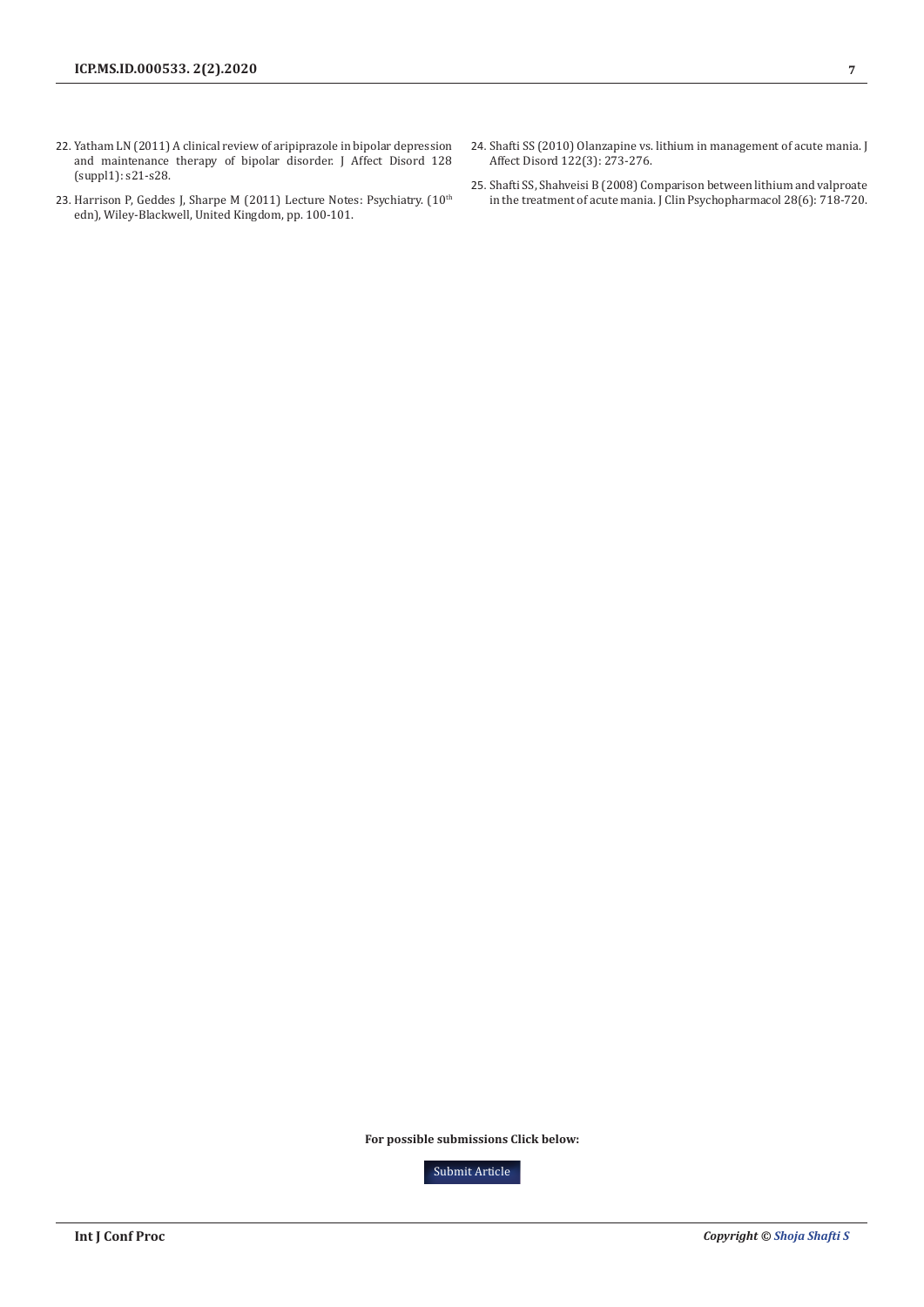22. Yatham LN (2011) A clinical review of aripiprazole in bipolar depression and maintenance therapy of bipolar disorder. J Affect Disord 128 (suppl1): s21-s28.

23. Harrison P, Geddes J, Sharpe M (2011) Lecture Notes: Psychiatry. (10th edn), Wiley-Blackwell, United Kingdom, pp. 100-101.

24. Shafti SS (2010) Olanzapine vs. lithium in management of acute mania. J Affect Disord 122(3): 273-276.

25. Shafti SS, Shahveisi B (2008) Comparison between lithium and valproate in the treatment of acute mania. J Clin Psychopharmacol 28(6): 718-720.

**For possible submissions Click below:**

Submit Article